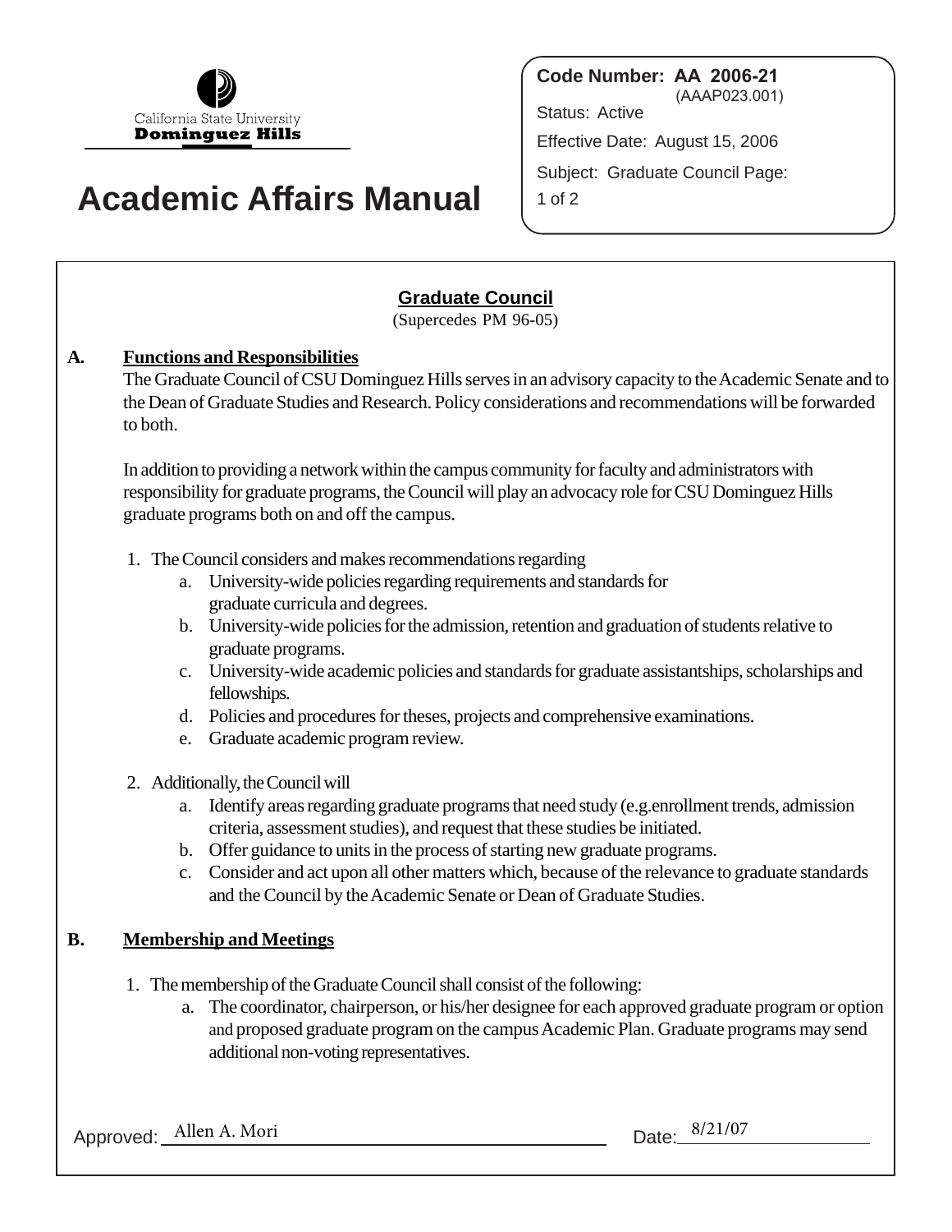California State University
**Dominguez Hills**

# Academic Affairs Manual

**Code Number: AA 2006-21**
(AAAP023.001)
Status: Active
Effective Date: August 15, 2006
Subject: Graduate Council Page: 1 of 2

## Graduate Council

(Supercedes PM 96-05)

**A. Functions and Responsibilities**

The Graduate Council of CSU Dominguez Hills serves in an advisory capacity to the Academic Senate and to the Dean of Graduate Studies and Research. Policy considerations and recommendations will be forwarded to both.

In addition to providing a network within the campus community for faculty and administrators with responsibility for graduate programs, the Council will play an advocacy role for CSU Dominguez Hills graduate programs both on and off the campus.

1. The Council considers and makes recommendations regarding
   a. University-wide policies regarding requirements and standards for graduate curricula and degrees.
   b. University-wide policies for the admission, retention and graduation of students relative to graduate programs.
   c. University-wide academic policies and standards for graduate assistantships, scholarships and fellowships.
   d. Policies and procedures for theses, projects and comprehensive examinations.
   e. Graduate academic program review.

2. Additionally, the Council will
   a. Identify areas regarding graduate programs that need study (e.g.enrollment trends, admission criteria, assessment studies), and request that these studies be initiated.
   b. Offer guidance to units in the process of starting new graduate programs.
   c. Consider and act upon all other matters which, because of the relevance to graduate standards and the Council by the Academic Senate or Dean of Graduate Studies.

**B. Membership and Meetings**

1. The membership of the Graduate Council shall consist of the following:
   a. The coordinator, chairperson, or his/her designee for each approved graduate program or option and proposed graduate program on the campus Academic Plan. Graduate programs may send additional non-voting representatives.

Approved: Allen A. Mori Date: 8/21/07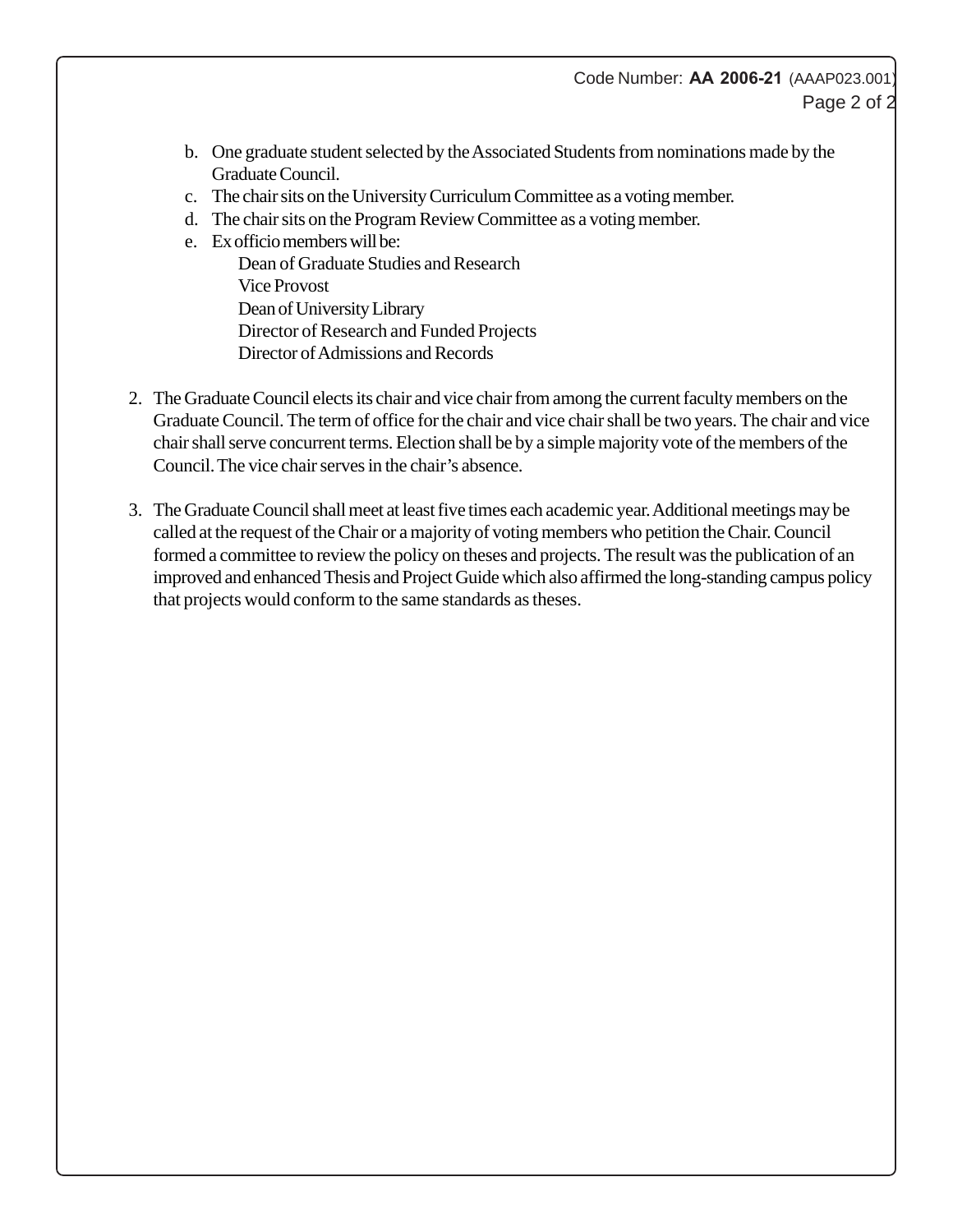b. One graduate student selected by the Associated Students from nominations made by the Graduate Council.
c. The chair sits on the University Curriculum Committee as a voting member.
d. The chair sits on the Program Review Committee as a voting member.
e. Ex officio members will be:
   - Dean of Graduate Studies and Research
   - Vice Provost
   - Dean of University Library
   - Director of Research and Funded Projects
   - Director of Admissions and Records

2. The Graduate Council elects its chair and vice chair from among the current faculty members on the Graduate Council. The term of office for the chair and vice chair shall be two years. The chair and vice chair shall serve concurrent terms. Election shall be by a simple majority vote of the members of the Council. The vice chair serves in the chair's absence.

3. The Graduate Council shall meet at least five times each academic year. Additional meetings may be called at the request of the Chair or a majority of voting members who petition the Chair. Council formed a committee to review the policy on theses and projects. The result was the publication of an improved and enhanced Thesis and Project Guide which also affirmed the long-standing campus policy that projects would conform to the same standards as theses.